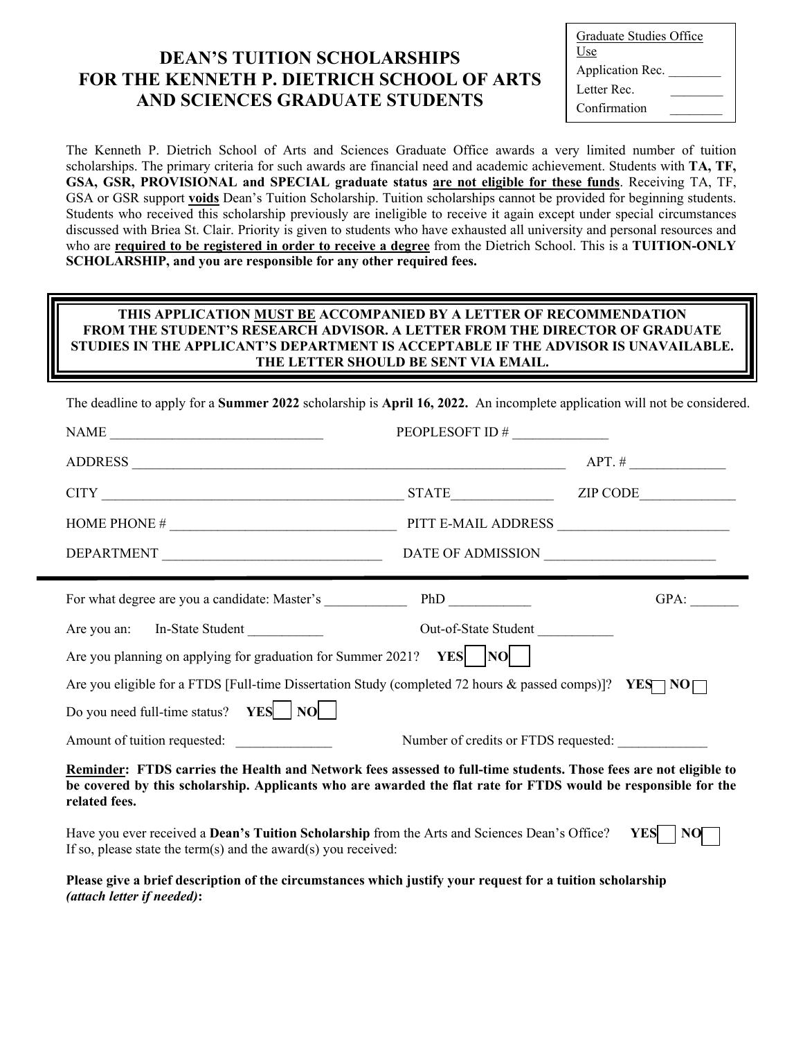# DEAN'S TUITION SCHOLARSHIPS FOR THE KENNETH P. DIETRICH SCHOOL OF ARTS AND SCIENCES GRADUATE STUDENTS

| Graduate Studies Office Use | |
|---|---|
| Application Rec. | ________ |
| Letter Rec. | ________ |
| Confirmation | ________ |

The Kenneth P. Dietrich School of Arts and Sciences Graduate Office awards a very limited number of tuition scholarships. The primary criteria for such awards are financial need and academic achievement. Students with **TA, TF, GSA, GSR, PROVISIONAL and SPECIAL graduate status <u>are not eligible for these funds</u>**. Receiving TA, TF, GSA or GSR support **<u>voids</u>** Dean's Tuition Scholarship. Tuition scholarships cannot be provided for beginning students. Students who received this scholarship previously are ineligible to receive it again except under special circumstances discussed with Briea St. Clair. Priority is given to students who have exhausted all university and personal resources and who are **<u>required to be registered in order to receive a degree</u>** from the Dietrich School. This is a **TUITION-ONLY SCHOLARSHIP, and you are responsible for any other required fees.**

**THIS APPLICATION <u>MUST BE</u> ACCOMPANIED BY A LETTER OF RECOMMENDATION FROM THE STUDENT'S RESEARCH ADVISOR. A LETTER FROM THE DIRECTOR OF GRADUATE STUDIES IN THE APPLICANT'S DEPARTMENT IS ACCEPTABLE IF THE ADVISOR IS UNAVAILABLE. THE LETTER SHOULD BE SENT VIA EMAIL.**

The deadline to apply for a **Summer 2022** scholarship is **April 16, 2022.** An incomplete application will not be considered.

NAME ______________________________ PEOPLESOFT ID # _____________

ADDRESS ______________________________________________________________ APT. # _____________

CITY __________________________________________ STATE______________ ZIP CODE_____________

HOME PHONE # ________________________________ PITT E-MAIL ADDRESS ________________________

DEPARTMENT _______________________________ DATE OF ADMISSION ________________________

---

For what degree are you a candidate: Master's ___________ PhD ___________ GPA: _______

Are you an: In-State Student __________ Out-of-State Student __________

Are you planning on applying for graduation for Summer 2021? **YES** ☐ **NO** ☐

Are you eligible for a FTDS [Full-time Dissertation Study (completed 72 hours & passed comps)]? **YES** ☐ **NO** ☐

Do you need full-time status? **YES** ☐ **NO** ☐

Amount of tuition requested: _____________ Number of credits or FTDS requested: _____________

**<u>Reminder</u>: FTDS carries the Health and Network fees assessed to full-time students. Those fees are not eligible to be covered by this scholarship. Applicants who are awarded the flat rate for FTDS would be responsible for the related fees.**

Have you ever received a **Dean's Tuition Scholarship** from the Arts and Sciences Dean's Office? **YES** ☐ **NO** ☐
If so, please state the term(s) and the award(s) you received:

**Please give a brief description of the circumstances which justify your request for a tuition scholarship *(attach letter if needed)*:**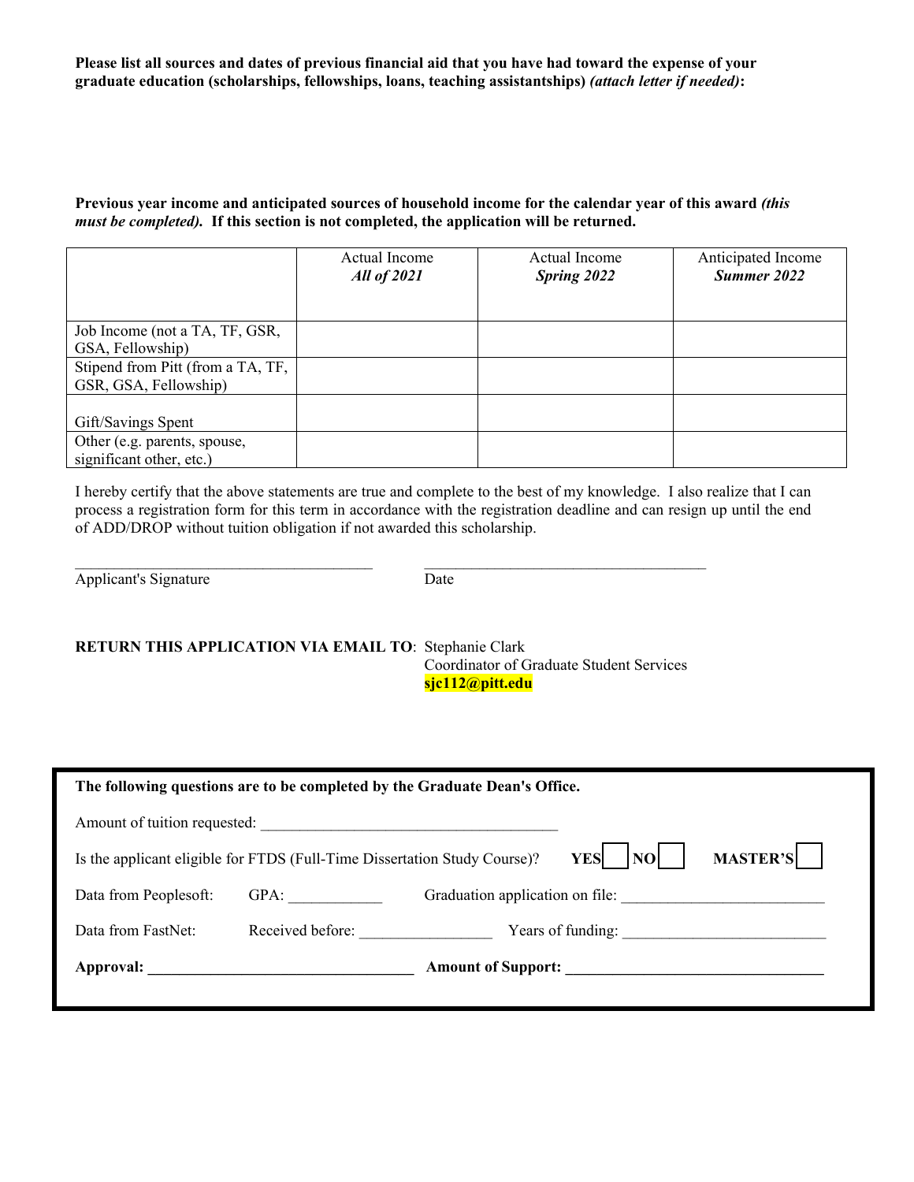**Please list all sources and dates of previous financial aid that you have had toward the expense of your graduate education (scholarships, fellowships, loans, teaching assistantships)** ***(attach letter if needed)*****:**

**Previous year income and anticipated sources of household income for the calendar year of this award** ***(this must be completed).*** **If this section is not completed, the application will be returned.**

| | Actual Income ***All of 2021*** | Actual Income ***Spring 2022*** | Anticipated Income ***Summer 2022*** |
|---|---|---|---|
| Job Income (not a TA, TF, GSR, GSA, Fellowship) | | | |
| Stipend from Pitt (from a TA, TF, GSR, GSA, Fellowship) | | | |
| Gift/Savings Spent | | | |
| Other (e.g. parents, spouse, significant other, etc.) | | | |

I hereby certify that the above statements are true and complete to the best of my knowledge. I also realize that I can process a registration form for this term in accordance with the registration deadline and can resign up until the end of ADD/DROP without tuition obligation if not awarded this scholarship.

______________________________________ ____________________________________

Applicant's Signature Date

**RETURN THIS APPLICATION VIA EMAIL TO**: Stephanie Clark
Coordinator of Graduate Student Services
**sjc112@pitt.edu**

---

**The following questions are to be completed by the Graduate Dean's Office.**

Amount of tuition requested: ______________________________________

Is the applicant eligible for FTDS (Full-Time Dissertation Study Course)? **YES** ☐ **NO** ☐ **MASTER'S** ☐

Data from Peoplesoft: GPA: ____________ Graduation application on file: _________________________

Data from FastNet: Received before: ________________ Years of funding: _________________________

**Approval: ________________________________ Amount of Support: ________________________________**